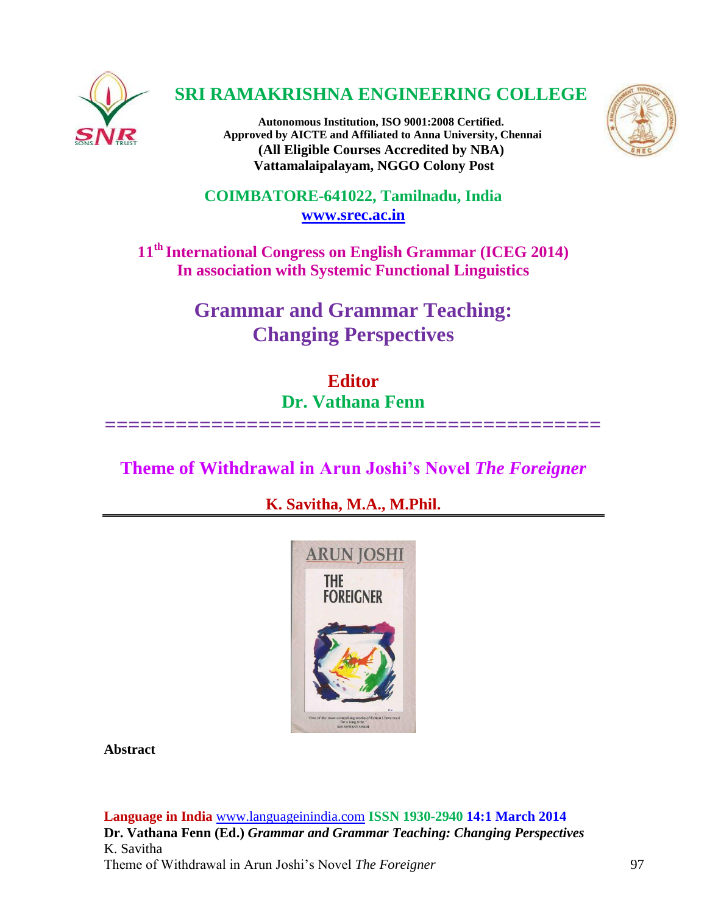# SRI RAMAKRISHNA ENGINEERING COLLEGE

**Autonomous Institution, ISO 9001:2008 Certified.**
**Approved by AICTE and Affiliated to Anna University, Chennai**
**(All Eligible Courses Accredited by NBA)**
**Vattamalaipalayam, NGGO Colony Post**

**COIMBATORE-641022, Tamilnadu, India**
**www.srec.ac.in**

**11th International Congress on English Grammar (ICEG 2014)**
**In association with Systemic Functional Linguistics**

## Grammar and Grammar Teaching: Changing Perspectives

**Editor**
**Dr. Vathana Fenn**

=========================================

# Theme of Withdrawal in Arun Joshi's Novel *The Foreigner*

**K. Savitha, M.A., M.Phil.**

**Abstract**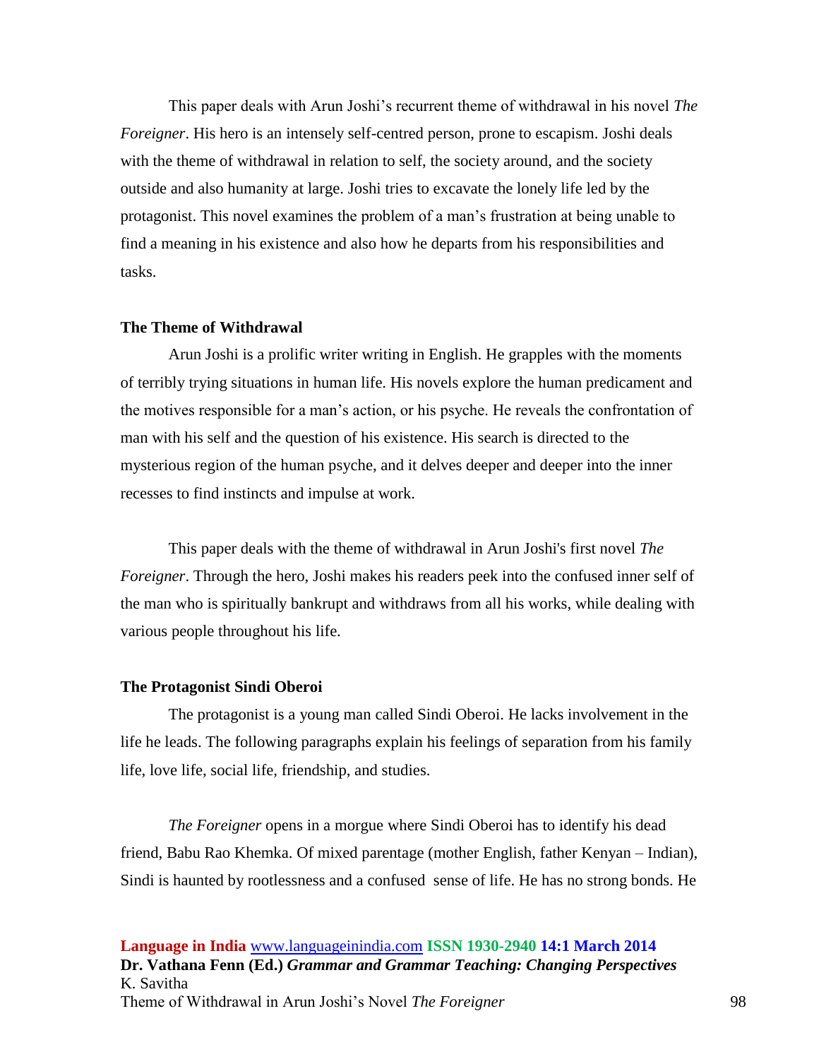This paper deals with Arun Joshi's recurrent theme of withdrawal in his novel *The Foreigner*. His hero is an intensely self-centred person, prone to escapism. Joshi deals with the theme of withdrawal in relation to self, the society around, and the society outside and also humanity at large. Joshi tries to excavate the lonely life led by the protagonist. This novel examines the problem of a man's frustration at being unable to find a meaning in his existence and also how he departs from his responsibilities and tasks.

## The Theme of Withdrawal

Arun Joshi is a prolific writer writing in English. He grapples with the moments of terribly trying situations in human life. His novels explore the human predicament and the motives responsible for a man's action, or his psyche. He reveals the confrontation of man with his self and the question of his existence. His search is directed to the mysterious region of the human psyche, and it delves deeper and deeper into the inner recesses to find instincts and impulse at work.

This paper deals with the theme of withdrawal in Arun Joshi's first novel *The Foreigner*. Through the hero, Joshi makes his readers peek into the confused inner self of the man who is spiritually bankrupt and withdraws from all his works, while dealing with various people throughout his life.

## The Protagonist Sindi Oberoi

The protagonist is a young man called Sindi Oberoi. He lacks involvement in the life he leads. The following paragraphs explain his feelings of separation from his family life, love life, social life, friendship, and studies.

*The Foreigner* opens in a morgue where Sindi Oberoi has to identify his dead friend, Babu Rao Khemka. Of mixed parentage (mother English, father Kenyan – Indian), Sindi is haunted by rootlessness and a confused sense of life. He has no strong bonds. He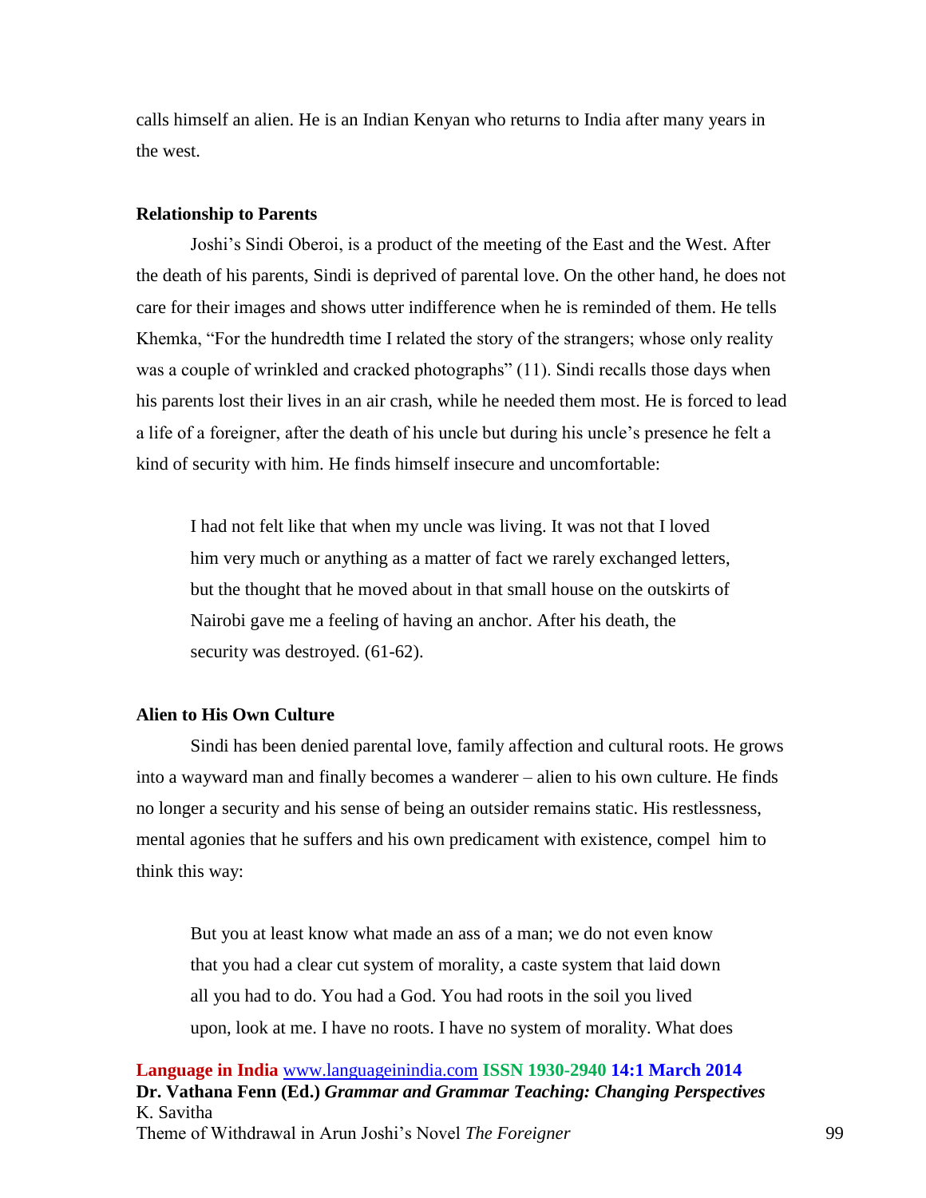calls himself an alien. He is an Indian Kenyan who returns to India after many years in the west.

### Relationship to Parents

Joshi's Sindi Oberoi, is a product of the meeting of the East and the West. After the death of his parents, Sindi is deprived of parental love. On the other hand, he does not care for their images and shows utter indifference when he is reminded of them. He tells Khemka, "For the hundredth time I related the story of the strangers; whose only reality was a couple of wrinkled and cracked photographs" (11). Sindi recalls those days when his parents lost their lives in an air crash, while he needed them most. He is forced to lead a life of a foreigner, after the death of his uncle but during his uncle's presence he felt a kind of security with him. He finds himself insecure and uncomfortable:

> I had not felt like that when my uncle was living. It was not that I loved him very much or anything as a matter of fact we rarely exchanged letters, but the thought that he moved about in that small house on the outskirts of Nairobi gave me a feeling of having an anchor. After his death, the security was destroyed. (61-62).

### Alien to His Own Culture

Sindi has been denied parental love, family affection and cultural roots. He grows into a wayward man and finally becomes a wanderer – alien to his own culture. He finds no longer a security and his sense of being an outsider remains static. His restlessness, mental agonies that he suffers and his own predicament with existence, compel him to think this way:

> But you at least know what made an ass of a man; we do not even know that you had a clear cut system of morality, a caste system that laid down all you had to do. You had a God. You had roots in the soil you lived upon, look at me. I have no roots. I have no system of morality. What does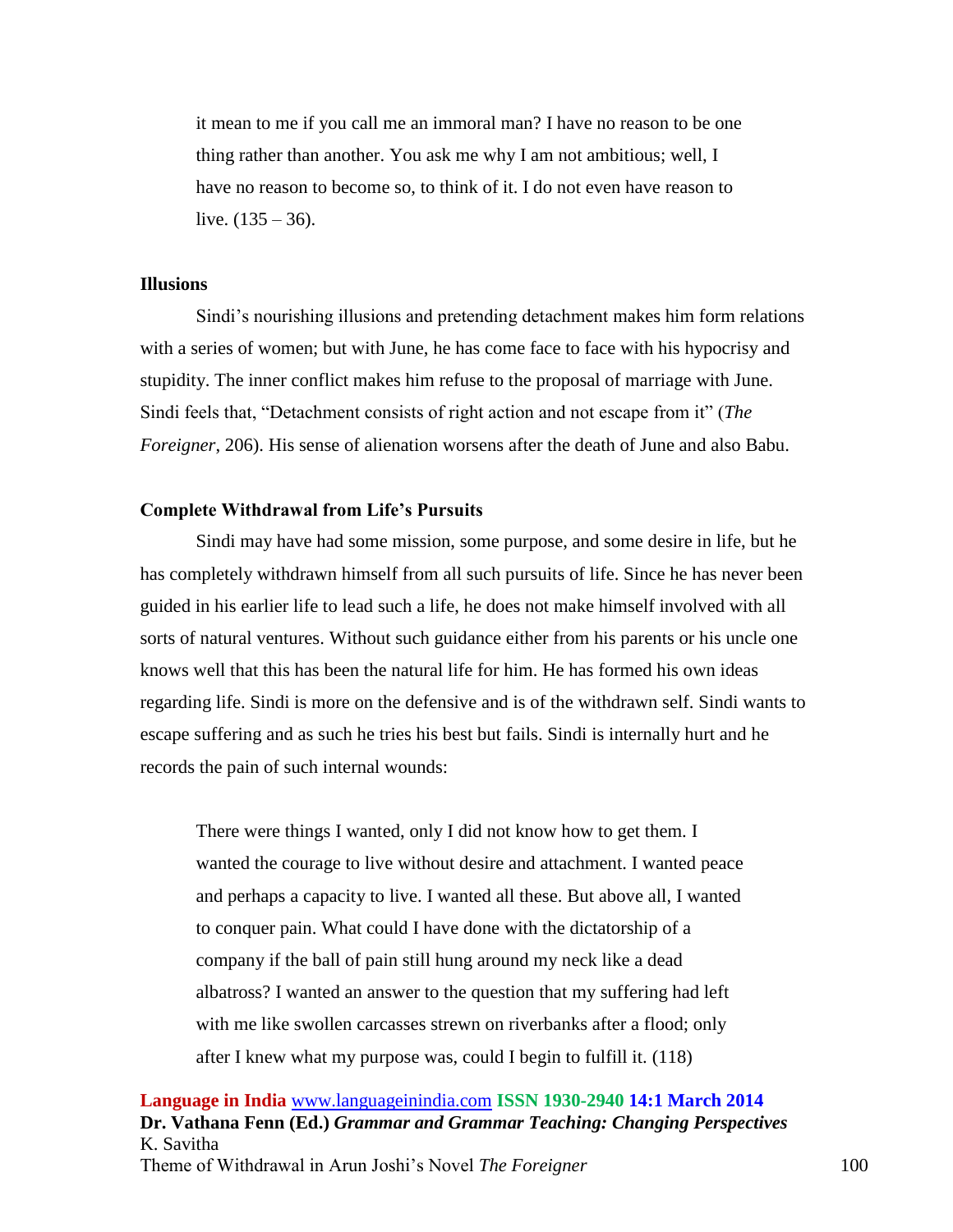> it mean to me if you call me an immoral man? I have no reason to be one thing rather than another. You ask me why I am not ambitious; well, I have no reason to become so, to think of it. I do not even have reason to live. (135 – 36).

### Illusions

Sindi's nourishing illusions and pretending detachment makes him form relations with a series of women; but with June, he has come face to face with his hypocrisy and stupidity. The inner conflict makes him refuse to the proposal of marriage with June. Sindi feels that, "Detachment consists of right action and not escape from it" (*The Foreigner*, 206). His sense of alienation worsens after the death of June and also Babu.

### Complete Withdrawal from Life's Pursuits

Sindi may have had some mission, some purpose, and some desire in life, but he has completely withdrawn himself from all such pursuits of life. Since he has never been guided in his earlier life to lead such a life, he does not make himself involved with all sorts of natural ventures. Without such guidance either from his parents or his uncle one knows well that this has been the natural life for him. He has formed his own ideas regarding life. Sindi is more on the defensive and is of the withdrawn self. Sindi wants to escape suffering and as such he tries his best but fails. Sindi is internally hurt and he records the pain of such internal wounds:

> There were things I wanted, only I did not know how to get them. I wanted the courage to live without desire and attachment. I wanted peace and perhaps a capacity to live. I wanted all these. But above all, I wanted to conquer pain. What could I have done with the dictatorship of a company if the ball of pain still hung around my neck like a dead albatross? I wanted an answer to the question that my suffering had left with me like swollen carcasses strewn on riverbanks after a flood; only after I knew what my purpose was, could I begin to fulfill it. (118)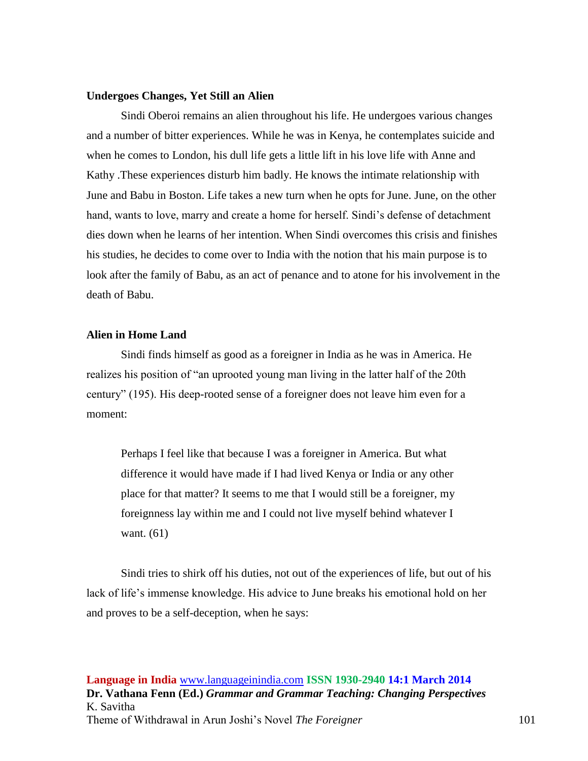**Undergoes Changes, Yet Still an Alien**

Sindi Oberoi remains an alien throughout his life. He undergoes various changes and a number of bitter experiences. While he was in Kenya, he contemplates suicide and when he comes to London, his dull life gets a little lift in his love life with Anne and Kathy .These experiences disturb him badly. He knows the intimate relationship with June and Babu in Boston. Life takes a new turn when he opts for June. June, on the other hand, wants to love, marry and create a home for herself. Sindi's defense of detachment dies down when he learns of her intention. When Sindi overcomes this crisis and finishes his studies, he decides to come over to India with the notion that his main purpose is to look after the family of Babu, as an act of penance and to atone for his involvement in the death of Babu.

**Alien in Home Land**

Sindi finds himself as good as a foreigner in India as he was in America. He realizes his position of "an uprooted young man living in the latter half of the 20th century" (195). His deep-rooted sense of a foreigner does not leave him even for a moment:

> Perhaps I feel like that because I was a foreigner in America. But what difference it would have made if I had lived Kenya or India or any other place for that matter? It seems to me that I would still be a foreigner, my foreignness lay within me and I could not live myself behind whatever I want. (61)

Sindi tries to shirk off his duties, not out of the experiences of life, but out of his lack of life's immense knowledge. His advice to June breaks his emotional hold on her and proves to be a self-deception, when he says: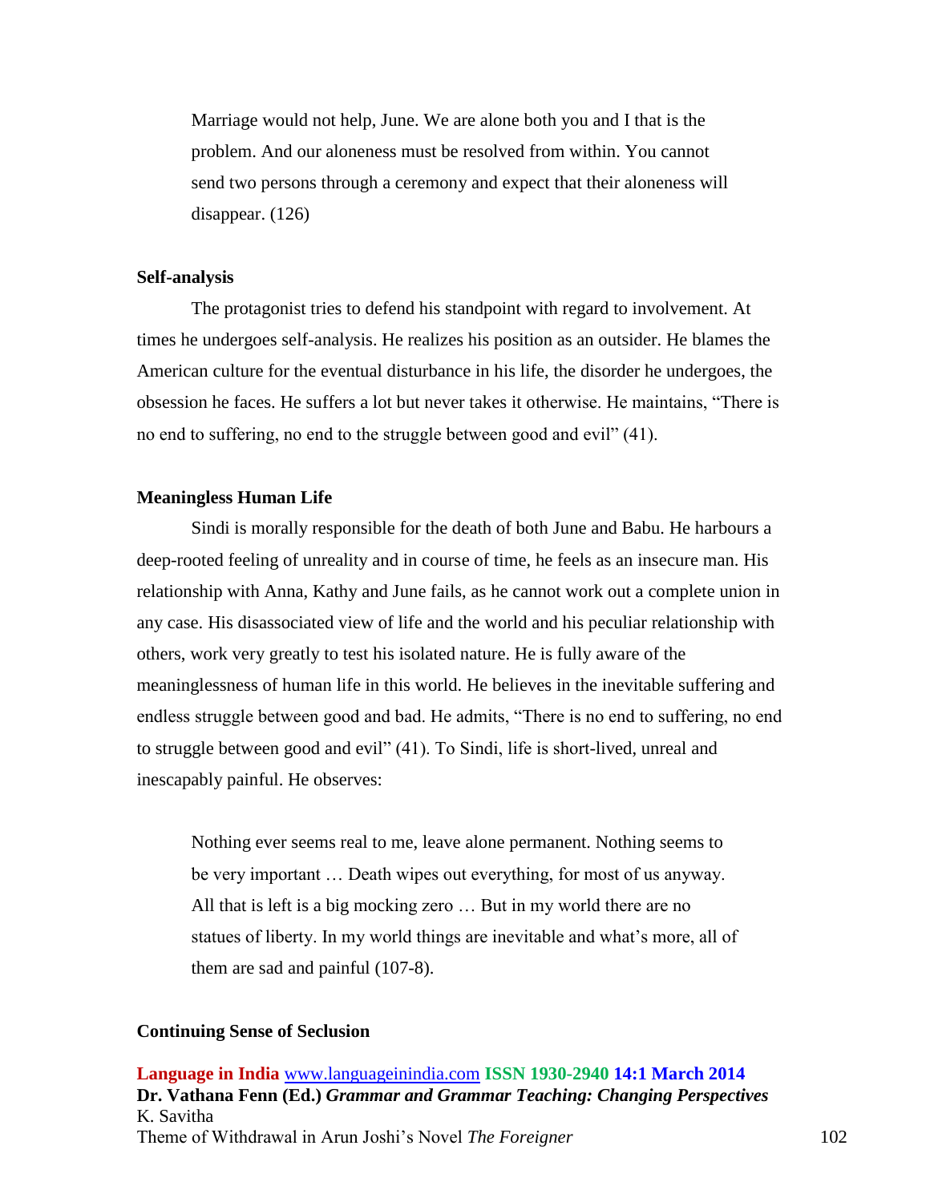> Marriage would not help, June. We are alone both you and I that is the problem. And our aloneness must be resolved from within. You cannot send two persons through a ceremony and expect that their aloneness will disappear. (126)

### Self-analysis

The protagonist tries to defend his standpoint with regard to involvement. At times he undergoes self-analysis. He realizes his position as an outsider. He blames the American culture for the eventual disturbance in his life, the disorder he undergoes, the obsession he faces. He suffers a lot but never takes it otherwise. He maintains, "There is no end to suffering, no end to the struggle between good and evil" (41).

### Meaningless Human Life

Sindi is morally responsible for the death of both June and Babu. He harbours a deep-rooted feeling of unreality and in course of time, he feels as an insecure man. His relationship with Anna, Kathy and June fails, as he cannot work out a complete union in any case. His disassociated view of life and the world and his peculiar relationship with others, work very greatly to test his isolated nature. He is fully aware of the meaninglessness of human life in this world. He believes in the inevitable suffering and endless struggle between good and bad. He admits, "There is no end to suffering, no end to struggle between good and evil" (41). To Sindi, life is short-lived, unreal and inescapably painful. He observes:

> Nothing ever seems real to me, leave alone permanent. Nothing seems to be very important … Death wipes out everything, for most of us anyway. All that is left is a big mocking zero … But in my world there are no statues of liberty. In my world things are inevitable and what's more, all of them are sad and painful (107-8).

### Continuing Sense of Seclusion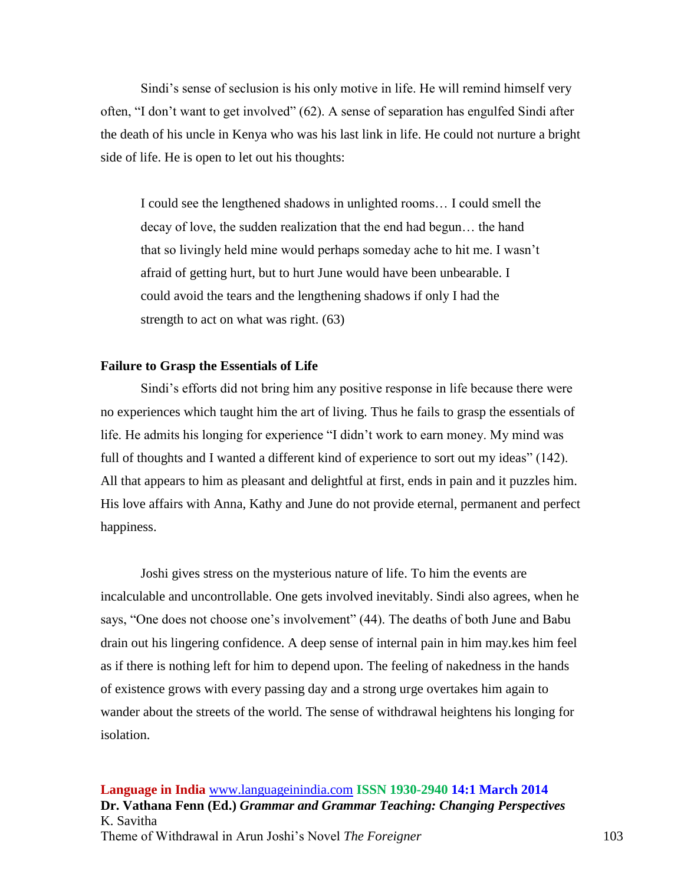Sindi's sense of seclusion is his only motive in life. He will remind himself very often, "I don't want to get involved" (62). A sense of separation has engulfed Sindi after the death of his uncle in Kenya who was his last link in life. He could not nurture a bright side of life. He is open to let out his thoughts:

> I could see the lengthened shadows in unlighted rooms… I could smell the decay of love, the sudden realization that the end had begun… the hand that so livingly held mine would perhaps someday ache to hit me. I wasn't afraid of getting hurt, but to hurt June would have been unbearable. I could avoid the tears and the lengthening shadows if only I had the strength to act on what was right. (63)

**Failure to Grasp the Essentials of Life**

Sindi's efforts did not bring him any positive response in life because there were no experiences which taught him the art of living. Thus he fails to grasp the essentials of life. He admits his longing for experience "I didn't work to earn money. My mind was full of thoughts and I wanted a different kind of experience to sort out my ideas" (142). All that appears to him as pleasant and delightful at first, ends in pain and it puzzles him. His love affairs with Anna, Kathy and June do not provide eternal, permanent and perfect happiness.

Joshi gives stress on the mysterious nature of life. To him the events are incalculable and uncontrollable. One gets involved inevitably. Sindi also agrees, when he says, "One does not choose one's involvement" (44). The deaths of both June and Babu drain out his lingering confidence. A deep sense of internal pain in him may.kes him feel as if there is nothing left for him to depend upon. The feeling of nakedness in the hands of existence grows with every passing day and a strong urge overtakes him again to wander about the streets of the world. The sense of withdrawal heightens his longing for isolation.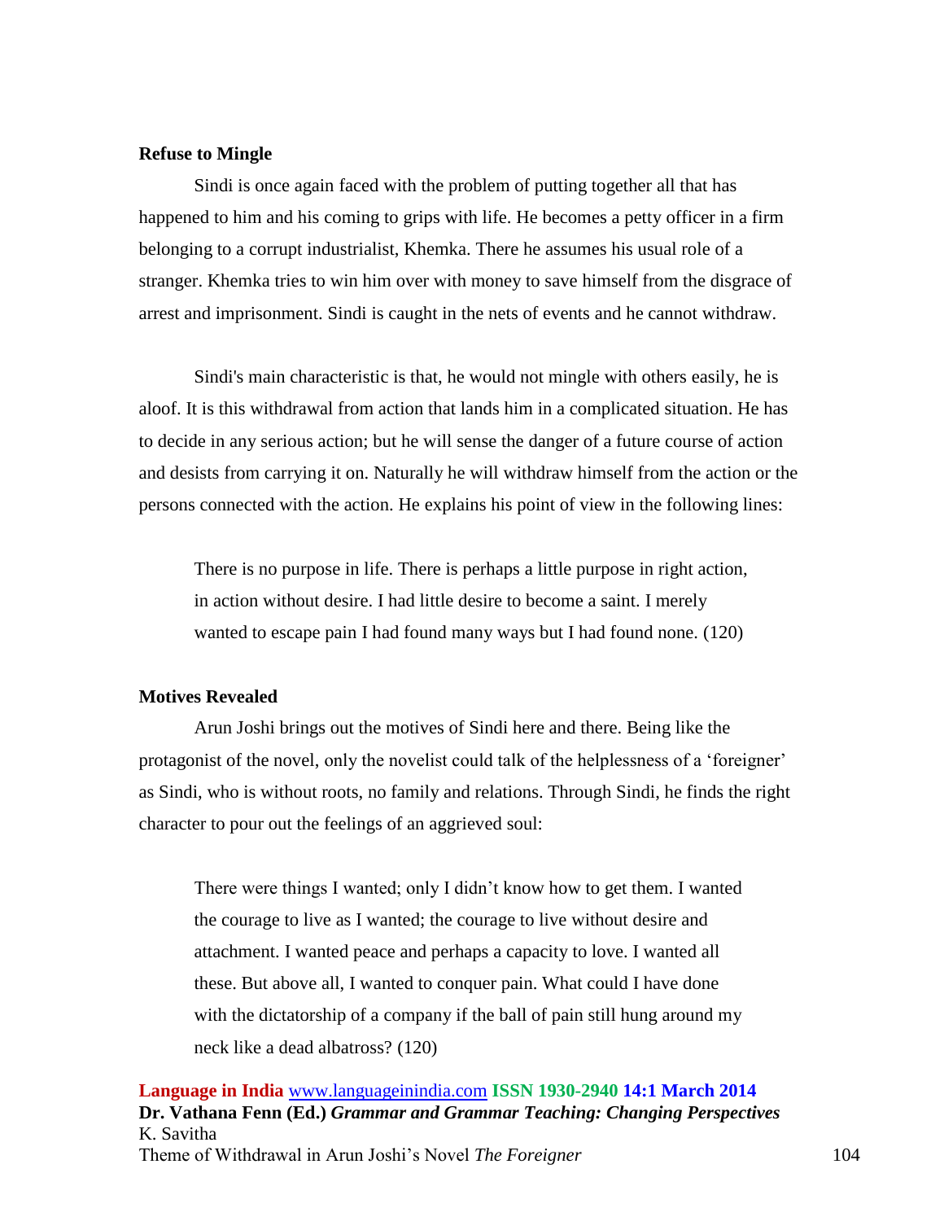**Refuse to Mingle**

Sindi is once again faced with the problem of putting together all that has happened to him and his coming to grips with life. He becomes a petty officer in a firm belonging to a corrupt industrialist, Khemka. There he assumes his usual role of a stranger. Khemka tries to win him over with money to save himself from the disgrace of arrest and imprisonment. Sindi is caught in the nets of events and he cannot withdraw.

Sindi's main characteristic is that, he would not mingle with others easily, he is aloof. It is this withdrawal from action that lands him in a complicated situation. He has to decide in any serious action; but he will sense the danger of a future course of action and desists from carrying it on. Naturally he will withdraw himself from the action or the persons connected with the action. He explains his point of view in the following lines:

> There is no purpose in life. There is perhaps a little purpose in right action, in action without desire. I had little desire to become a saint. I merely wanted to escape pain I had found many ways but I had found none. (120)

**Motives Revealed**

Arun Joshi brings out the motives of Sindi here and there. Being like the protagonist of the novel, only the novelist could talk of the helplessness of a 'foreigner' as Sindi, who is without roots, no family and relations. Through Sindi, he finds the right character to pour out the feelings of an aggrieved soul:

> There were things I wanted; only I didn't know how to get them. I wanted the courage to live as I wanted; the courage to live without desire and attachment. I wanted peace and perhaps a capacity to love. I wanted all these. But above all, I wanted to conquer pain. What could I have done with the dictatorship of a company if the ball of pain still hung around my neck like a dead albatross? (120)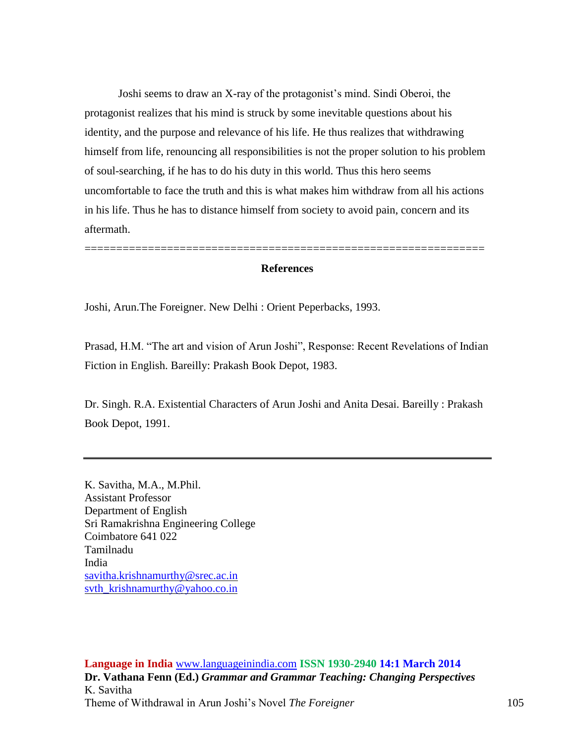Joshi seems to draw an X-ray of the protagonist's mind. Sindi Oberoi, the protagonist realizes that his mind is struck by some inevitable questions about his identity, and the purpose and relevance of his life. He thus realizes that withdrawing himself from life, renouncing all responsibilities is not the proper solution to his problem of soul-searching, if he has to do his duty in this world. Thus this hero seems uncomfortable to face the truth and this is what makes him withdraw from all his actions in his life. Thus he has to distance himself from society to avoid pain, concern and its aftermath.

==============================================================

## References

Joshi, Arun.The Foreigner. New Delhi : Orient Peperbacks, 1993.

Prasad, H.M. "The art and vision of Arun Joshi", Response: Recent Revelations of Indian Fiction in English. Bareilly: Prakash Book Depot, 1983.

Dr. Singh. R.A. Existential Characters of Arun Joshi and Anita Desai. Bareilly : Prakash Book Depot, 1991.

---

K. Savitha, M.A., M.Phil.
Assistant Professor
Department of English
Sri Ramakrishna Engineering College
Coimbatore 641 022
Tamilnadu
India
savitha.krishnamurthy@srec.ac.in
svth_krishnamurthy@yahoo.co.in